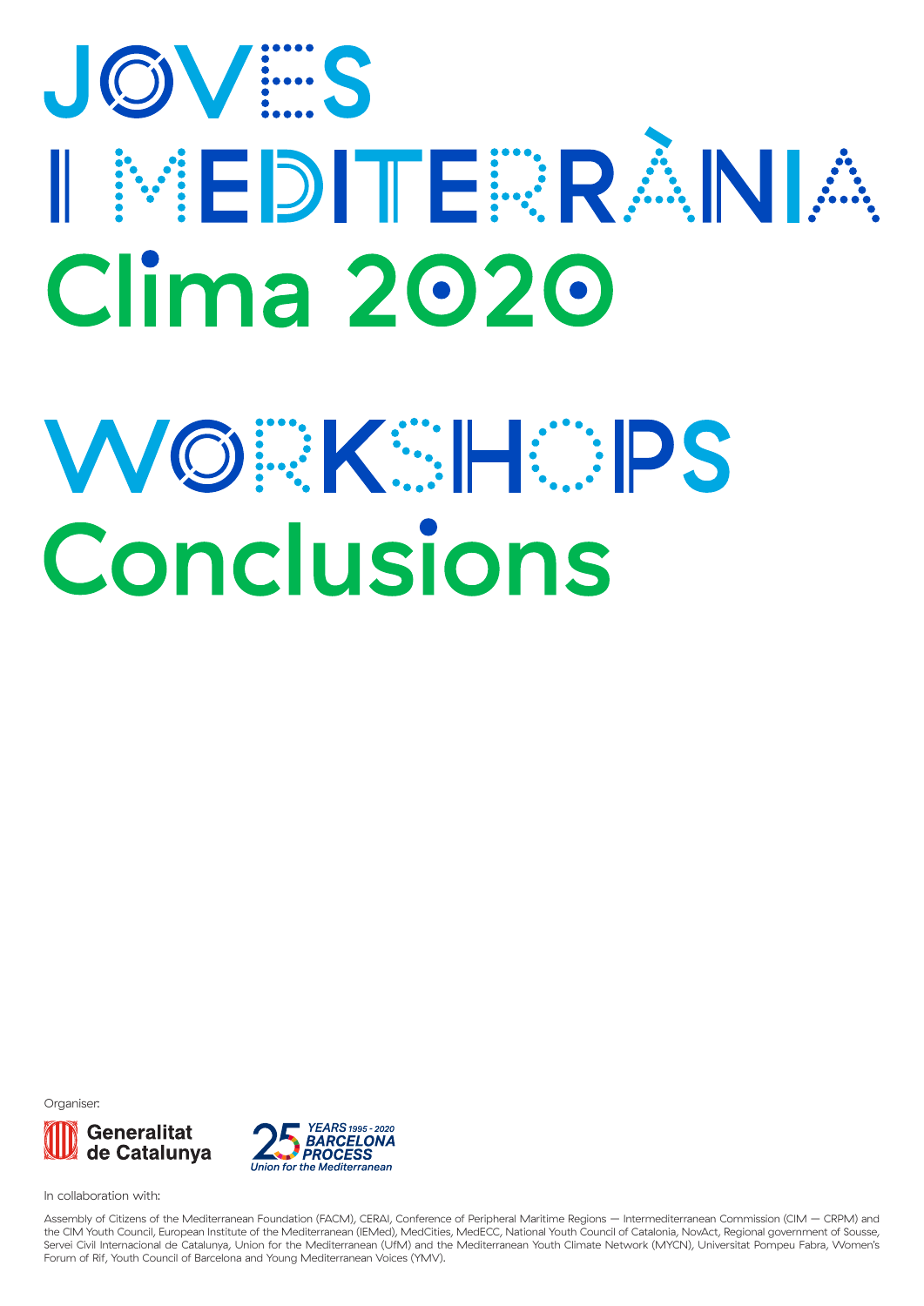# JOVES I MEDITERRÀNIA Clima 2020

# WORKSHOPS Conclusions

Organiser:

Generalitat de Catalunya

25 YEARS 1995 - 2020 BARCELONA PROCESS Union for the Mediterranean

In collaboration with:

Assembly of Citizens of the Mediterranean Foundation (FACM), CERAI, Conference of Peripheral Maritime Regions — Intermediterranean Commission (CIM — CRPM) and the CIM Youth Council, European Institute of the Mediterranean (IEMed), MedCities, MedECC, National Youth Council of Catalonia, NovAct, Regional government of Sousse, Servei Civil Internacional de Catalunya, Union for the Mediterranean (UfM) and the Mediterranean Youth Climate Network (MYCN), Universitat Pompeu Fabra, Women's Forum of Rif, Youth Council of Barcelona and Young Mediterranean Voices (YMV).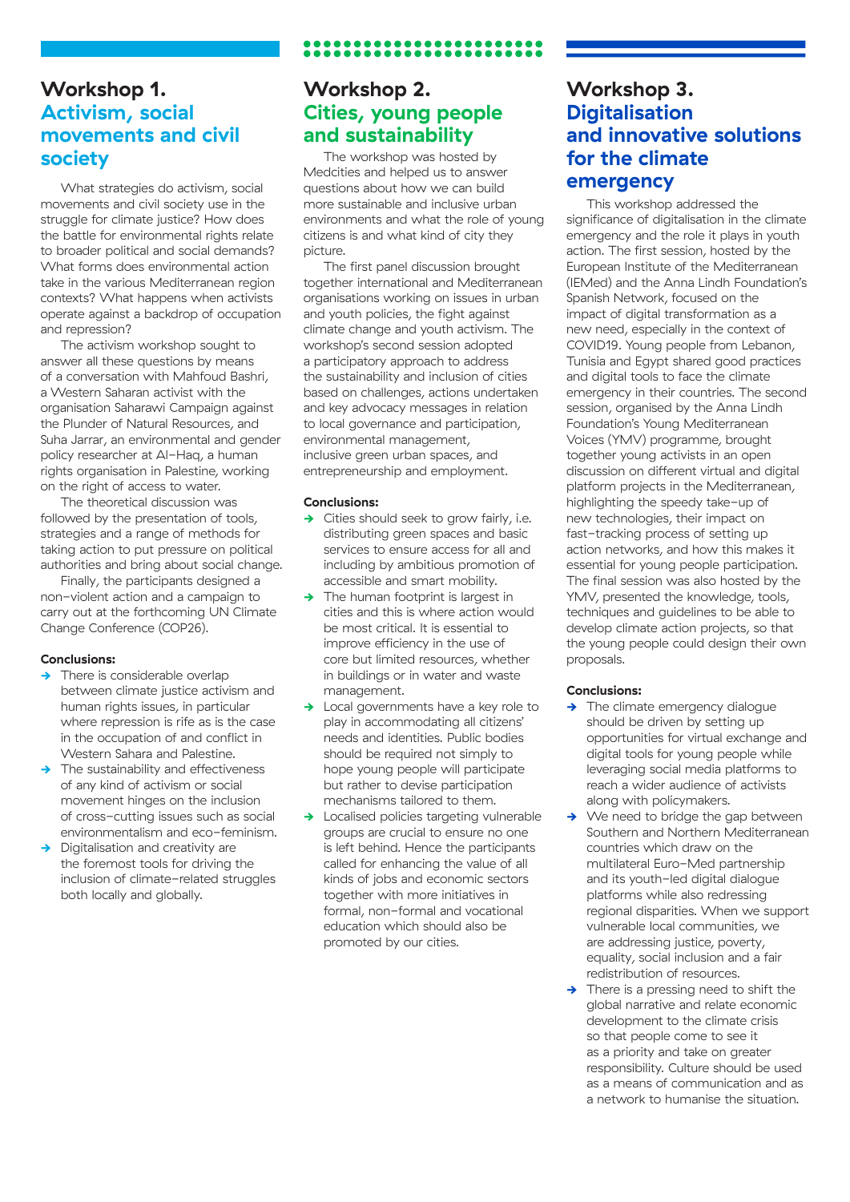## Workshop 1. Activism, social movements and civil society

What strategies do activism, social movements and civil society use in the struggle for climate justice? How does the battle for environmental rights relate to broader political and social demands? What forms does environmental action take in the various Mediterranean region contexts? What happens when activists operate against a backdrop of occupation and repression?

The activism workshop sought to answer all these questions by means of a conversation with Mahfoud Bashri, a Western Saharan activist with the organisation Saharawi Campaign against the Plunder of Natural Resources, and Suha Jarrar, an environmental and gender policy researcher at Al-Haq, a human rights organisation in Palestine, working on the right of access to water.

The theoretical discussion was followed by the presentation of tools, strategies and a range of methods for taking action to put pressure on political authorities and bring about social change.

Finally, the participants designed a non-violent action and a campaign to carry out at the forthcoming UN Climate Change Conference (COP26).

**Conclusions:**

- There is considerable overlap between climate justice activism and human rights issues, in particular where repression is rife as is the case in the occupation of and conflict in Western Sahara and Palestine.
- The sustainability and effectiveness of any kind of activism or social movement hinges on the inclusion of cross-cutting issues such as social environmentalism and eco-feminism.
- Digitalisation and creativity are the foremost tools for driving the inclusion of climate-related struggles both locally and globally.

## Workshop 2. Cities, young people and sustainability

The workshop was hosted by Medcities and helped us to answer questions about how we can build more sustainable and inclusive urban environments and what the role of young citizens is and what kind of city they picture.

The first panel discussion brought together international and Mediterranean organisations working on issues in urban and youth policies, the fight against climate change and youth activism. The workshop's second session adopted a participatory approach to address the sustainability and inclusion of cities based on challenges, actions undertaken and key advocacy messages in relation to local governance and participation, environmental management, inclusive green urban spaces, and entrepreneurship and employment.

**Conclusions:**

- Cities should seek to grow fairly, i.e. distributing green spaces and basic services to ensure access for all and including by ambitious promotion of accessible and smart mobility.
- The human footprint is largest in cities and this is where action would be most critical. It is essential to improve efficiency in the use of core but limited resources, whether in buildings or in water and waste management.
- Local governments have a key role to play in accommodating all citizens' needs and identities. Public bodies should be required not simply to hope young people will participate but rather to devise participation mechanisms tailored to them.
- Localised policies targeting vulnerable groups are crucial to ensure no one is left behind. Hence the participants called for enhancing the value of all kinds of jobs and economic sectors together with more initiatives in formal, non-formal and vocational education which should also be promoted by our cities.

## Workshop 3. Digitalisation and innovative solutions for the climate emergency

This workshop addressed the significance of digitalisation in the climate emergency and the role it plays in youth action. The first session, hosted by the European Institute of the Mediterranean (IEMed) and the Anna Lindh Foundation's Spanish Network, focused on the impact of digital transformation as a new need, especially in the context of COVID19. Young people from Lebanon, Tunisia and Egypt shared good practices and digital tools to face the climate emergency in their countries. The second session, organised by the Anna Lindh Foundation's Young Mediterranean Voices (YMV) programme, brought together young activists in an open discussion on different virtual and digital platform projects in the Mediterranean, highlighting the speedy take-up of new technologies, their impact on fast-tracking process of setting up action networks, and how this makes it essential for young people participation. The final session was also hosted by the YMV, presented the knowledge, tools, techniques and guidelines to be able to develop climate action projects, so that the young people could design their own proposals.

**Conclusions:**

- The climate emergency dialogue should be driven by setting up opportunities for virtual exchange and digital tools for young people while leveraging social media platforms to reach a wider audience of activists along with policymakers.
- We need to bridge the gap between Southern and Northern Mediterranean countries which draw on the multilateral Euro-Med partnership and its youth-led digital dialogue platforms while also redressing regional disparities. When we support vulnerable local communities, we are addressing justice, poverty, equality, social inclusion and a fair redistribution of resources.
- There is a pressing need to shift the global narrative and relate economic development to the climate crisis so that people come to see it as a priority and take on greater responsibility. Culture should be used as a means of communication and as a network to humanise the situation.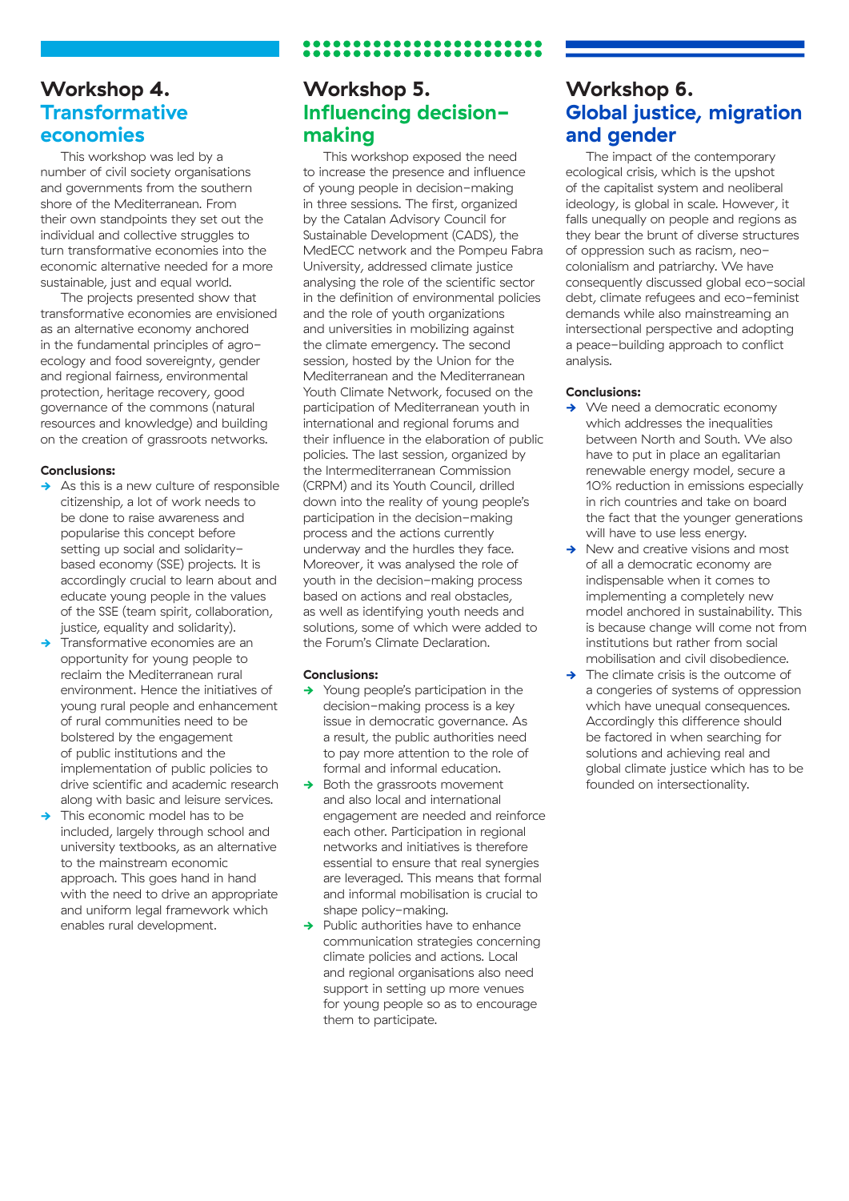## Workshop 4. Transformative economies

This workshop was led by a number of civil society organisations and governments from the southern shore of the Mediterranean. From their own standpoints they set out the individual and collective struggles to turn transformative economies into the economic alternative needed for a more sustainable, just and equal world.

The projects presented show that transformative economies are envisioned as an alternative economy anchored in the fundamental principles of agro–ecology and food sovereignty, gender and regional fairness, environmental protection, heritage recovery, good governance of the commons (natural resources and knowledge) and building on the creation of grassroots networks.

**Conclusions:**

- As this is a new culture of responsible citizenship, a lot of work needs to be done to raise awareness and popularise this concept before setting up social and solidarity–based economy (SSE) projects. It is accordingly crucial to learn about and educate young people in the values of the SSE (team spirit, collaboration, justice, equality and solidarity).
- Transformative economies are an opportunity for young people to reclaim the Mediterranean rural environment. Hence the initiatives of young rural people and enhancement of rural communities need to be bolstered by the engagement of public institutions and the implementation of public policies to drive scientific and academic research along with basic and leisure services.
- This economic model has to be included, largely through school and university textbooks, as an alternative to the mainstream economic approach. This goes hand in hand with the need to drive an appropriate and uniform legal framework which enables rural development.

## Workshop 5. Influencing decision–making

This workshop exposed the need to increase the presence and influence of young people in decision–making in three sessions. The first, organized by the Catalan Advisory Council for Sustainable Development (CADS), the MedECC network and the Pompeu Fabra University, addressed climate justice analysing the role of the scientific sector in the definition of environmental policies and the role of youth organizations and universities in mobilizing against the climate emergency. The second session, hosted by the Union for the Mediterranean and the Mediterranean Youth Climate Network, focused on the participation of Mediterranean youth in international and regional forums and their influence in the elaboration of public policies. The last session, organized by the Intermediterranean Commission (CRPM) and its Youth Council, drilled down into the reality of young people's participation in the decision–making process and the actions currently underway and the hurdles they face. Moreover, it was analysed the role of youth in the decision–making process based on actions and real obstacles, as well as identifying youth needs and solutions, some of which were added to the Forum's Climate Declaration.

**Conclusions:**

- Young people's participation in the decision–making process is a key issue in democratic governance. As a result, the public authorities need to pay more attention to the role of formal and informal education.
- Both the grassroots movement and also local and international engagement are needed and reinforce each other. Participation in regional networks and initiatives is therefore essential to ensure that real synergies are leveraged. This means that formal and informal mobilisation is crucial to shape policy–making.
- Public authorities have to enhance communication strategies concerning climate policies and actions. Local and regional organisations also need support in setting up more venues for young people so as to encourage them to participate.

## Workshop 6. Global justice, migration and gender

The impact of the contemporary ecological crisis, which is the upshot of the capitalist system and neoliberal ideology, is global in scale. However, it falls unequally on people and regions as they bear the brunt of diverse structures of oppression such as racism, neo–colonialism and patriarchy. We have consequently discussed global eco–social debt, climate refugees and eco–feminist demands while also mainstreaming an intersectional perspective and adopting a peace–building approach to conflict analysis.

**Conclusions:**

- We need a democratic economy which addresses the inequalities between North and South. We also have to put in place an egalitarian renewable energy model, secure a 10% reduction in emissions especially in rich countries and take on board the fact that the younger generations will have to use less energy.
- New and creative visions and most of all a democratic economy are indispensable when it comes to implementing a completely new model anchored in sustainability. This is because change will come not from institutions but rather from social mobilisation and civil disobedience.
- The climate crisis is the outcome of a congeries of systems of oppression which have unequal consequences. Accordingly this difference should be factored in when searching for solutions and achieving real and global climate justice which has to be founded on intersectionality.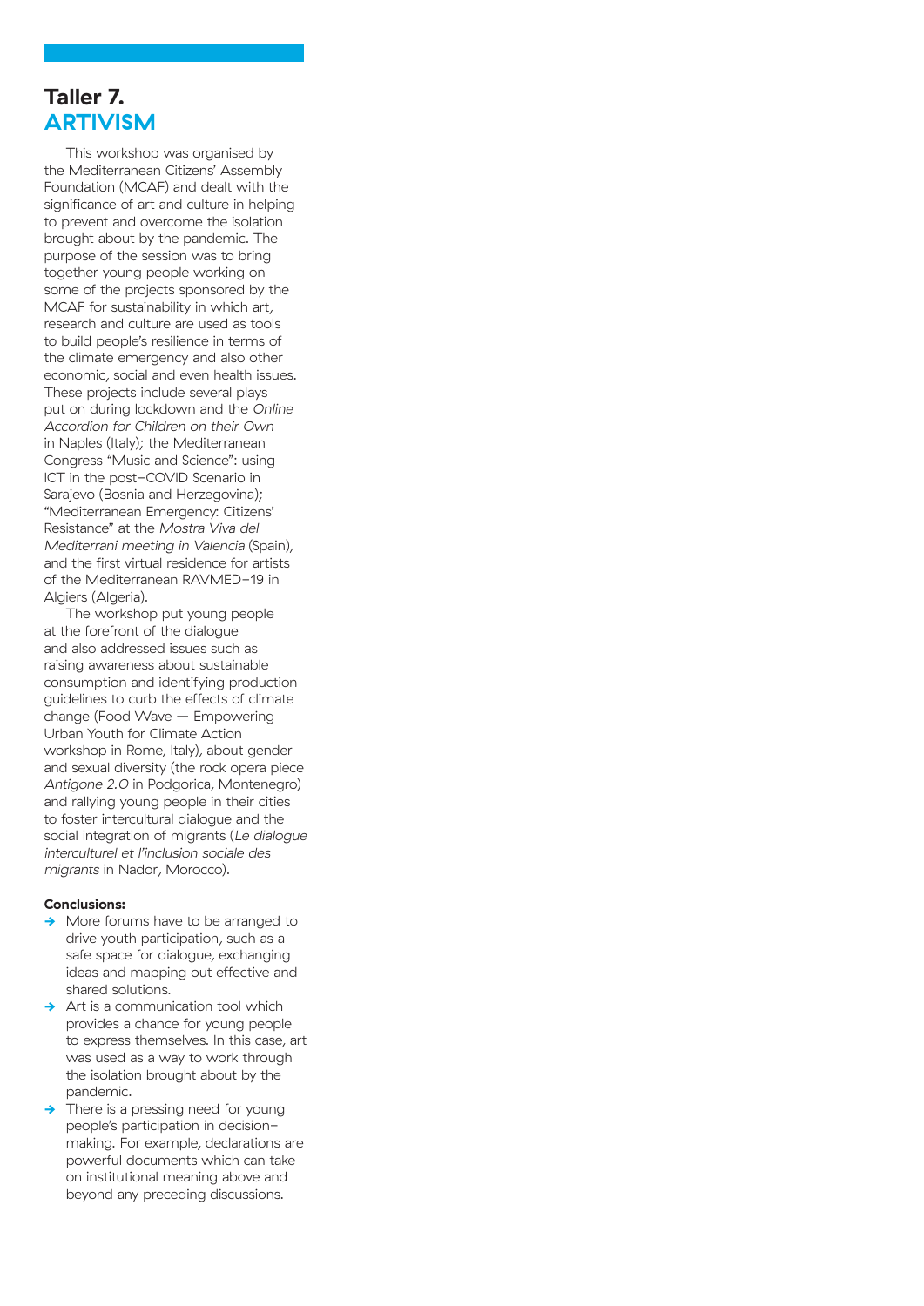## Taller 7. ARTIVISM

This workshop was organised by the Mediterranean Citizens' Assembly Foundation (MCAF) and dealt with the significance of art and culture in helping to prevent and overcome the isolation brought about by the pandemic. The purpose of the session was to bring together young people working on some of the projects sponsored by the MCAF for sustainability in which art, research and culture are used as tools to build people's resilience in terms of the climate emergency and also other economic, social and even health issues. These projects include several plays put on during lockdown and the *Online Accordion for Children on their Own* in Naples (Italy); the Mediterranean Congress "Music and Science": using ICT in the post-COVID Scenario in Sarajevo (Bosnia and Herzegovina); "Mediterranean Emergency: Citizens' Resistance" at the *Mostra Viva del Mediterrani meeting in Valencia* (Spain), and the first virtual residence for artists of the Mediterranean RAVMED-19 in Algiers (Algeria).

The workshop put young people at the forefront of the dialogue and also addressed issues such as raising awareness about sustainable consumption and identifying production guidelines to curb the effects of climate change (Food Wave — Empowering Urban Youth for Climate Action workshop in Rome, Italy), about gender and sexual diversity (the rock opera piece *Antigone 2.0* in Podgorica, Montenegro) and rallying young people in their cities to foster intercultural dialogue and the social integration of migrants (*Le dialogue interculturel et l'inclusion sociale des migrants* in Nador, Morocco).

**Conclusions:**

- More forums have to be arranged to drive youth participation, such as a safe space for dialogue, exchanging ideas and mapping out effective and shared solutions.
- Art is a communication tool which provides a chance for young people to express themselves. In this case, art was used as a way to work through the isolation brought about by the pandemic.
- There is a pressing need for young people's participation in decision-making. For example, declarations are powerful documents which can take on institutional meaning above and beyond any preceding discussions.